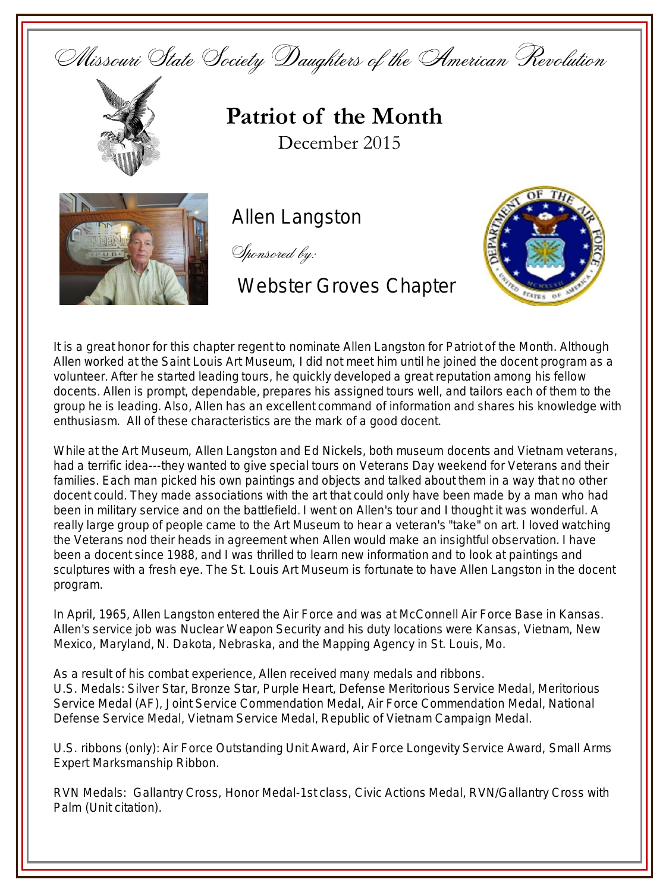Missouri State Society Daughters of the American Revolution

# Patriot of the Month

December 2015

## Allen Langston

*Sponsored by:*

Webster Groves Chapter

It is a great honor for this chapter regent to nominate Allen Langston for Patriot of the Month. Although Allen worked at the Saint Louis Art Museum, I did not meet him until he joined the docent program as a volunteer. After he started leading tours, he quickly developed a great reputation among his fellow docents. Allen is prompt, dependable, prepares his assigned tours well, and tailors each of them to the group he is leading. Also, Allen has an excellent command of information and shares his knowledge with enthusiasm. All of these characteristics are the mark of a good docent.

While at the Art Museum, Allen Langston and Ed Nickels, both museum docents and Vietnam veterans, had a terrific idea---they wanted to give special tours on Veterans Day weekend for Veterans and their families. Each man picked his own paintings and objects and talked about them in a way that no other docent could. They made associations with the art that could only have been made by a man who had been in military service and on the battlefield. I went on Allen's tour and I thought it was wonderful. A really large group of people came to the Art Museum to hear a veteran's "take" on art. I loved watching the Veterans nod their heads in agreement when Allen would make an insightful observation. I have been a docent since 1988, and I was thrilled to learn new information and to look at paintings and sculptures with a fresh eye. The St. Louis Art Museum is fortunate to have Allen Langston in the docent program.

In April, 1965, Allen Langston entered the Air Force and was at McConnell Air Force Base in Kansas. Allen's service job was Nuclear Weapon Security and his duty locations were Kansas, Vietnam, New Mexico, Maryland, N. Dakota, Nebraska, and the Mapping Agency in St. Louis, Mo.

As a result of his combat experience, Allen received many medals and ribbons.
U.S. Medals: Silver Star, Bronze Star, Purple Heart, Defense Meritorious Service Medal, Meritorious Service Medal (AF), Joint Service Commendation Medal, Air Force Commendation Medal, National Defense Service Medal, Vietnam Service Medal, Republic of Vietnam Campaign Medal.

U.S. ribbons (only): Air Force Outstanding Unit Award, Air Force Longevity Service Award, Small Arms Expert Marksmanship Ribbon.

RVN Medals: Gallantry Cross, Honor Medal-1st class, Civic Actions Medal, RVN/Gallantry Cross with Palm (Unit citation).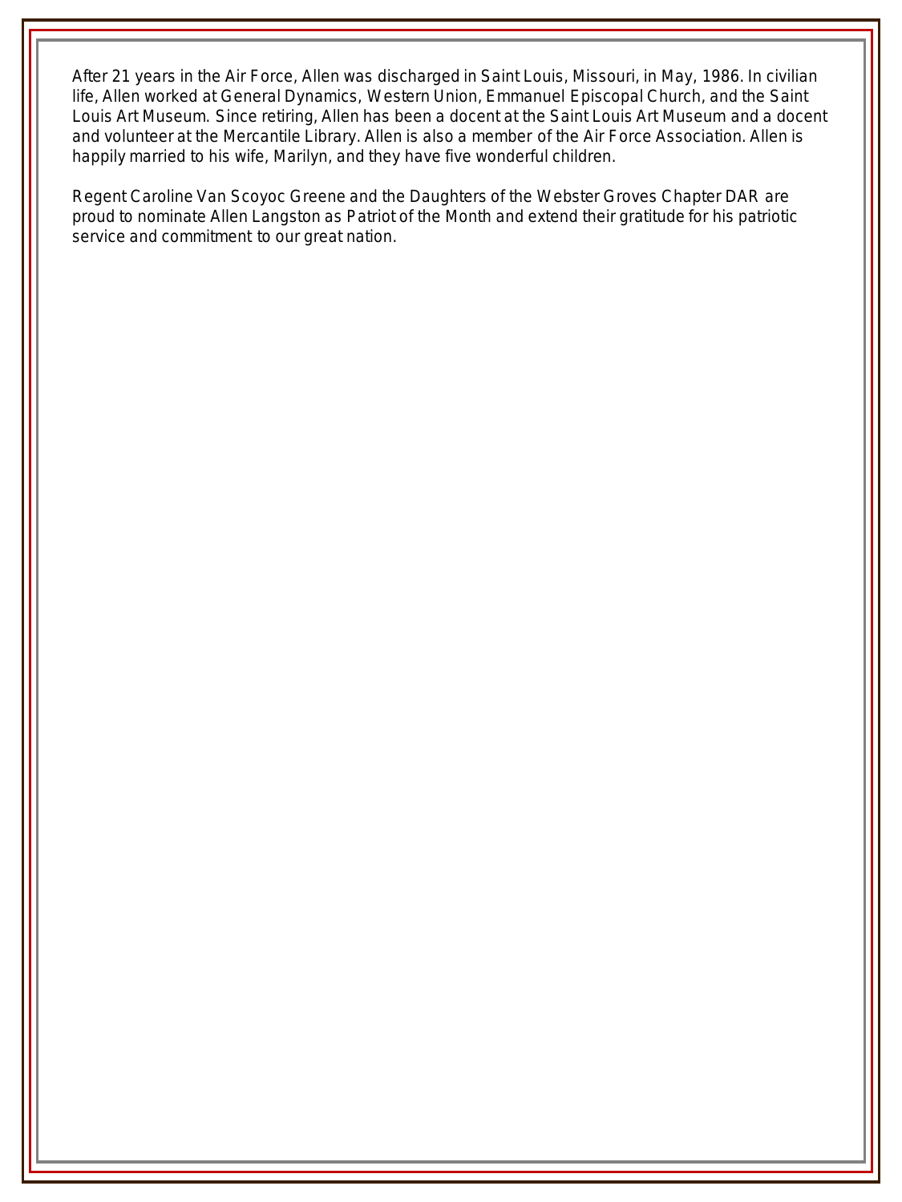After 21 years in the Air Force, Allen was discharged in Saint Louis, Missouri, in May, 1986. In civilian life, Allen worked at General Dynamics, Western Union, Emmanuel Episcopal Church, and the Saint Louis Art Museum. Since retiring, Allen has been a docent at the Saint Louis Art Museum and a docent and volunteer at the Mercantile Library. Allen is also a member of the Air Force Association. Allen is happily married to his wife, Marilyn, and they have five wonderful children.

Regent Caroline Van Scoyoc Greene and the Daughters of the Webster Groves Chapter DAR are proud to nominate Allen Langston as Patriot of the Month and extend their gratitude for his patriotic service and commitment to our great nation.